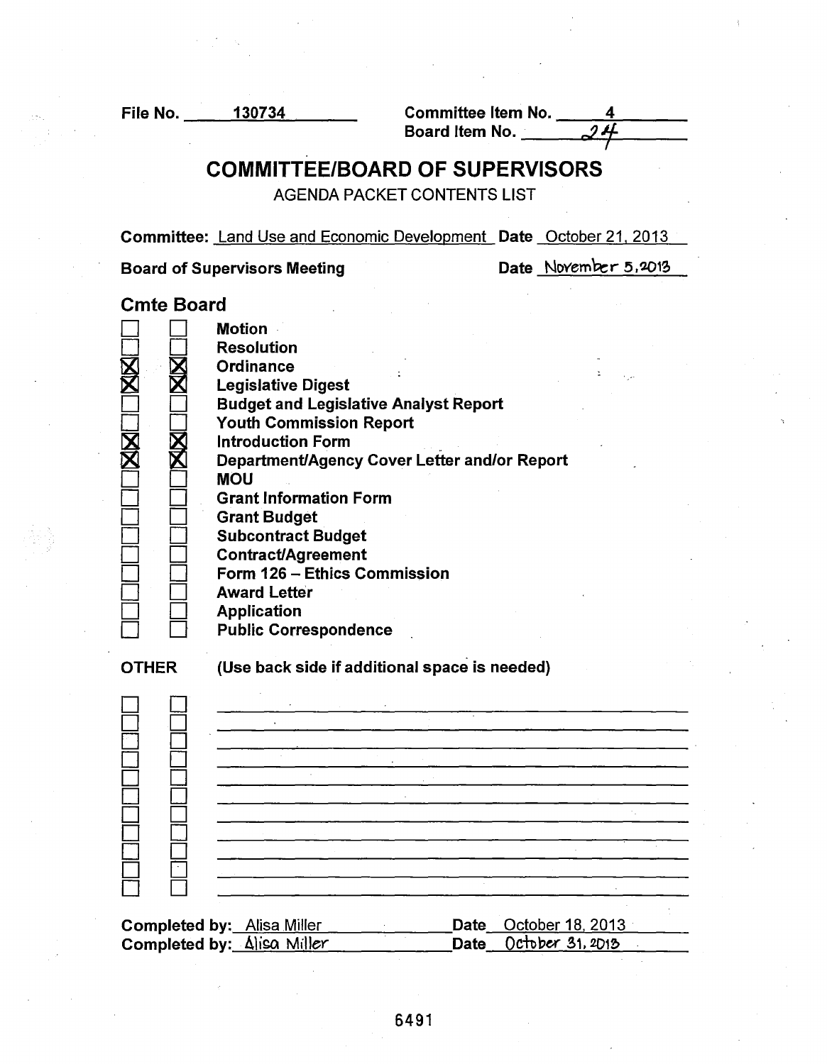File No. 130734 Committee Item No. 4
Board Item No. 24

# COMMITTEE/BOARD OF SUPERVISORS

AGENDA PACKET CONTENTS LIST

**Committee:** Land Use and Economic Development **Date** October 21, 2013

**Board of Supervisors Meeting** **Date** November 5, 2013

| Cmte | Board | |
|---|---|---|
| ☐ | ☐ | **Motion** |
| ☐ | ☐ | **Resolution** |
| ☒ | ☒ | **Ordinance** |
| ☒ | ☒ | **Legislative Digest** |
| ☐ | ☐ | **Budget and Legislative Analyst Report** |
| ☐ | ☐ | **Youth Commission Report** |
| ☒ | ☒ | **Introduction Form** |
| ☒ | ☒ | **Department/Agency Cover Letter and/or Report** |
| ☐ | ☐ | **MOU** |
| ☐ | ☐ | **Grant Information Form** |
| ☐ | ☐ | **Grant Budget** |
| ☐ | ☐ | **Subcontract Budget** |
| ☐ | ☐ | **Contract/Agreement** |
| ☐ | ☐ | **Form 126 – Ethics Commission** |
| ☐ | ☐ | **Award Letter** |
| ☐ | ☐ | **Application** |
| ☐ | ☐ | **Public Correspondence** |

**OTHER** **(Use back side if additional space is needed)**

| | | |
|---|---|---|
| ☐ | ☐ | |
| ☐ | ☐ | |
| ☐ | ☐ | |
| ☐ | ☐ | |
| ☐ | ☐ | |
| ☐ | ☐ | |
| ☐ | ☐ | |
| ☐ | ☐ | |
| ☐ | ☐ | |
| ☐ | ☐ | |
| ☐ | ☐ | |

**Completed by:** Alisa Miller **Date** October 18, 2013
**Completed by:** Alisa Miller **Date** October 31, 2013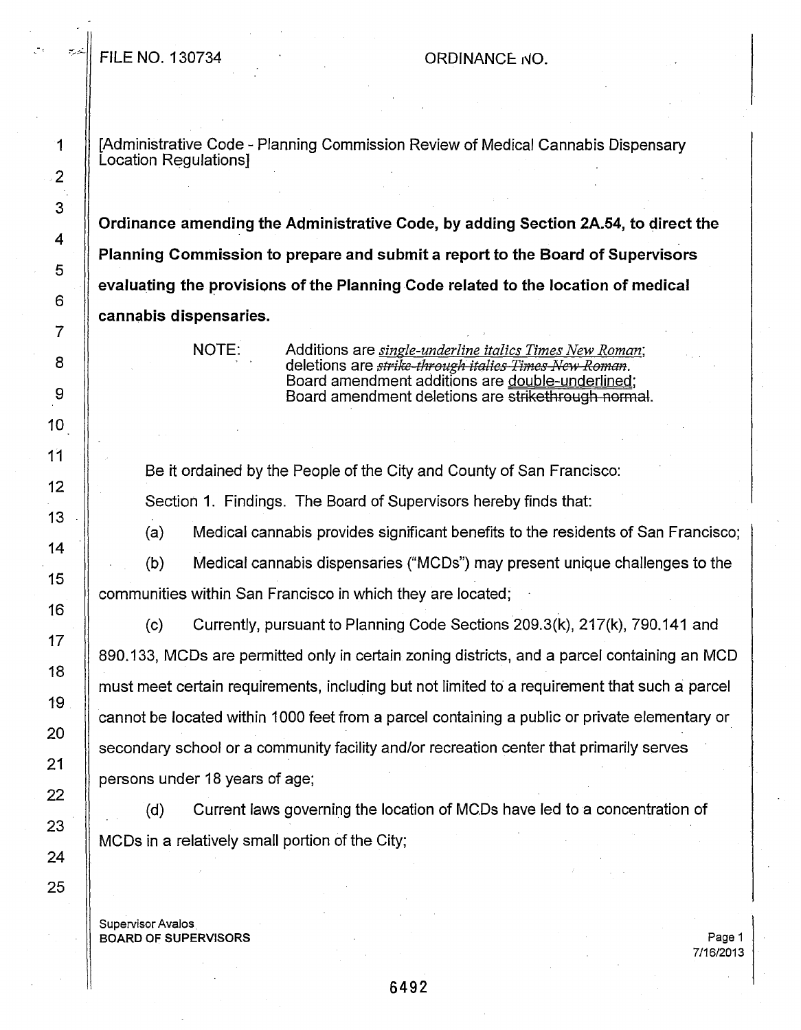FILE NO. 130734 ORDINANCE NO.

[Administrative Code - Planning Commission Review of Medical Cannabis Dispensary Location Regulations]

**Ordinance amending the Administrative Code, by adding Section 2A.54, to direct the Planning Commission to prepare and submit a report to the Board of Supervisors evaluating the provisions of the Planning Code related to the location of medical cannabis dispensaries.**

NOTE: Additions are *single-underline italics Times New Roman*; deletions are ~~*strike-through italics Times New Roman*~~. Board amendment additions are double-underlined; Board amendment deletions are ~~strikethrough normal~~.

Be it ordained by the People of the City and County of San Francisco:

Section 1. Findings. The Board of Supervisors hereby finds that:

(a) Medical cannabis provides significant benefits to the residents of San Francisco;

(b) Medical cannabis dispensaries ("MCDs") may present unique challenges to the communities within San Francisco in which they are located;

(c) Currently, pursuant to Planning Code Sections 209.3(k), 217(k), 790.141 and 890.133, MCDs are permitted only in certain zoning districts, and a parcel containing an MCD must meet certain requirements, including but not limited to a requirement that such a parcel cannot be located within 1000 feet from a parcel containing a public or private elementary or secondary school or a community facility and/or recreation center that primarily serves persons under 18 years of age;

(d) Current laws governing the location of MCDs have led to a concentration of MCDs in a relatively small portion of the City;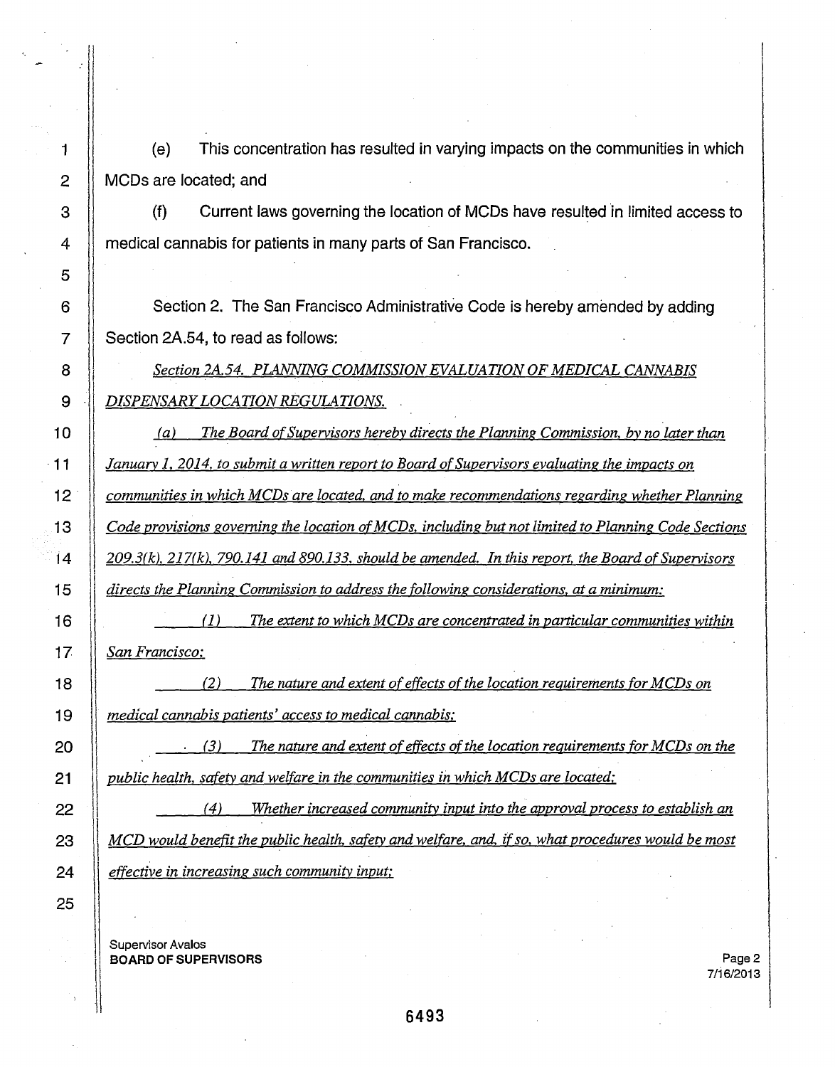(e) This concentration has resulted in varying impacts on the communities in which MCDs are located; and

(f) Current laws governing the location of MCDs have resulted in limited access to medical cannabis for patients in many parts of San Francisco.

Section 2. The San Francisco Administrative Code is hereby amended by adding Section 2A.54, to read as follows:

*Section 2A.54. PLANNING COMMISSION EVALUATION OF MEDICAL CANNABIS DISPENSARY LOCATION REGULATIONS.*

*(a) The Board of Supervisors hereby directs the Planning Commission, by no later than January 1, 2014, to submit a written report to Board of Supervisors evaluating the impacts on communities in which MCDs are located, and to make recommendations regarding whether Planning Code provisions governing the location of MCDs, including but not limited to Planning Code Sections 209.3(k), 217(k), 790.141 and 890.133, should be amended. In this report, the Board of Supervisors directs the Planning Commission to address the following considerations, at a minimum:*

*(1) The extent to which MCDs are concentrated in particular communities within San Francisco;*

*(2) The nature and extent of effects of the location requirements for MCDs on medical cannabis patients' access to medical cannabis;*

*(3) The nature and extent of effects of the location requirements for MCDs on the public health, safety and welfare in the communities in which MCDs are located;*

*(4) Whether increased community input into the approval process to establish an MCD would benefit the public health, safety and welfare, and, if so, what procedures would be most effective in increasing such community input;*

Supervisor Avalos
**BOARD OF SUPERVISORS**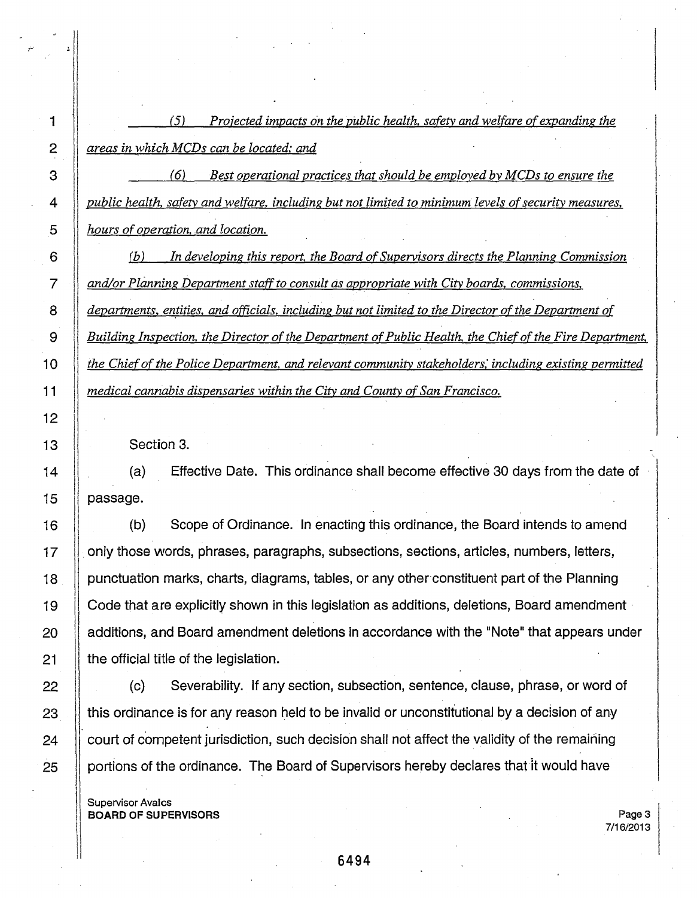*(5) Projected impacts on the public health, safety and welfare of expanding the areas in which MCDs can be located; and*

*(6) Best operational practices that should be employed by MCDs to ensure the public health, safety and welfare, including but not limited to minimum levels of security measures, hours of operation, and location.*

*(b) In developing this report, the Board of Supervisors directs the Planning Commission and/or Planning Department staff to consult as appropriate with City boards, commissions, departments, entities, and officials, including but not limited to the Director of the Department of Building Inspection, the Director of the Department of Public Health, the Chief of the Fire Department, the Chief of the Police Department, and relevant community stakeholders, including existing permitted medical cannabis dispensaries within the City and County of San Francisco.*

Section 3.

(a) Effective Date. This ordinance shall become effective 30 days from the date of passage.

(b) Scope of Ordinance. In enacting this ordinance, the Board intends to amend only those words, phrases, paragraphs, subsections, sections, articles, numbers, letters, punctuation marks, charts, diagrams, tables, or any other constituent part of the Planning Code that are explicitly shown in this legislation as additions, deletions, Board amendment additions, and Board amendment deletions in accordance with the "Note" that appears under the official title of the legislation.

(c) Severability. If any section, subsection, sentence, clause, phrase, or word of this ordinance is for any reason held to be invalid or unconstitutional by a decision of any court of competent jurisdiction, such decision shall not affect the validity of the remaining portions of the ordinance. The Board of Supervisors hereby declares that it would have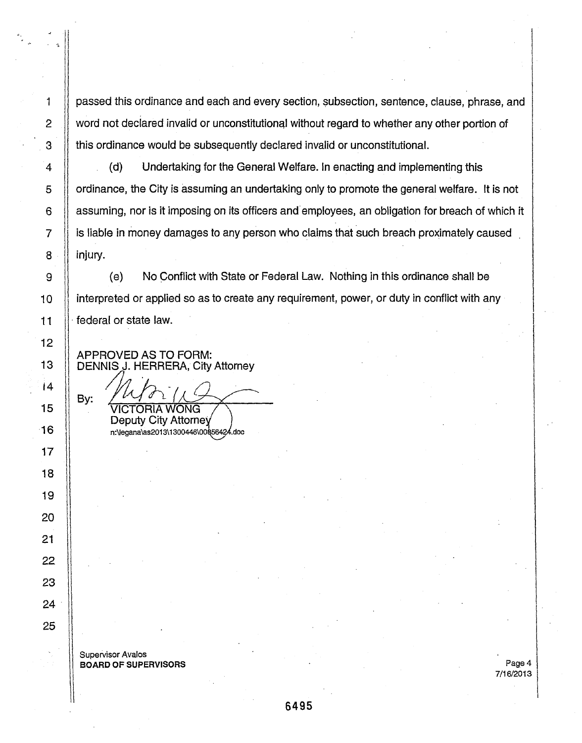passed this ordinance and each and every section, subsection, sentence, clause, phrase, and word not declared invalid or unconstitutional without regard to whether any other portion of this ordinance would be subsequently declared invalid or unconstitutional.

(d) Undertaking for the General Welfare. In enacting and implementing this ordinance, the City is assuming an undertaking only to promote the general welfare. It is not assuming, nor is it imposing on its officers and employees, an obligation for breach of which it is liable in money damages to any person who claims that such breach proximately caused injury.

(e) No Conflict with State or Federal Law. Nothing in this ordinance shall be interpreted or applied so as to create any requirement, power, or duty in conflict with any federal or state law.

APPROVED AS TO FORM:
DENNIS J. HERRERA, City Attorney

By: ______________________
VICTORIA WONG
Deputy City Attorney
n:\legana\as2013\1300446\00856424.doc

Supervisor Avalos
**BOARD OF SUPERVISORS**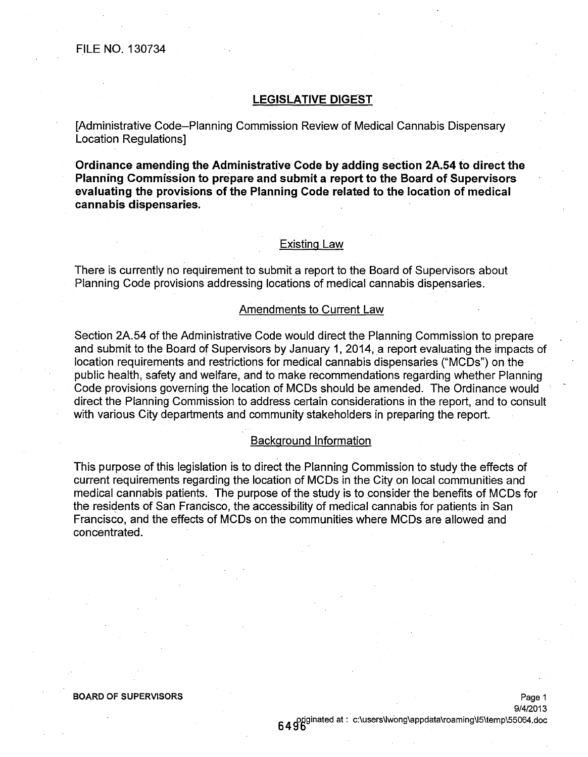FILE NO. 130734

## LEGISLATIVE DIGEST

[Administrative Code--Planning Commission Review of Medical Cannabis Dispensary Location Regulations]

**Ordinance amending the Administrative Code by adding section 2A.54 to direct the Planning Commission to prepare and submit a report to the Board of Supervisors evaluating the provisions of the Planning Code related to the location of medical cannabis dispensaries.**

### Existing Law

There is currently no requirement to submit a report to the Board of Supervisors about Planning Code provisions addressing locations of medical cannabis dispensaries.

### Amendments to Current Law

Section 2A.54 of the Administrative Code would direct the Planning Commission to prepare and submit to the Board of Supervisors by January 1, 2014, a report evaluating the impacts of location requirements and restrictions for medical cannabis dispensaries ("MCDs") on the public health, safety and welfare, and to make recommendations regarding whether Planning Code provisions governing the location of MCDs should be amended. The Ordinance would direct the Planning Commission to address certain considerations in the report, and to consult with various City departments and community stakeholders in preparing the report.

### Background Information

This purpose of this legislation is to direct the Planning Commission to study the effects of current requirements regarding the location of MCDs in the City on local communities and medical cannabis patients. The purpose of the study is to consider the benefits of MCDs for the residents of San Francisco, the accessibility of medical cannabis for patients in San Francisco, and the effects of MCDs on the communities where MCDs are allowed and concentrated.

BOARD OF SUPERVISORS

9/4/2013

originated at : c:\users\lwong\appdata\roaming\l5\temp\55064.doc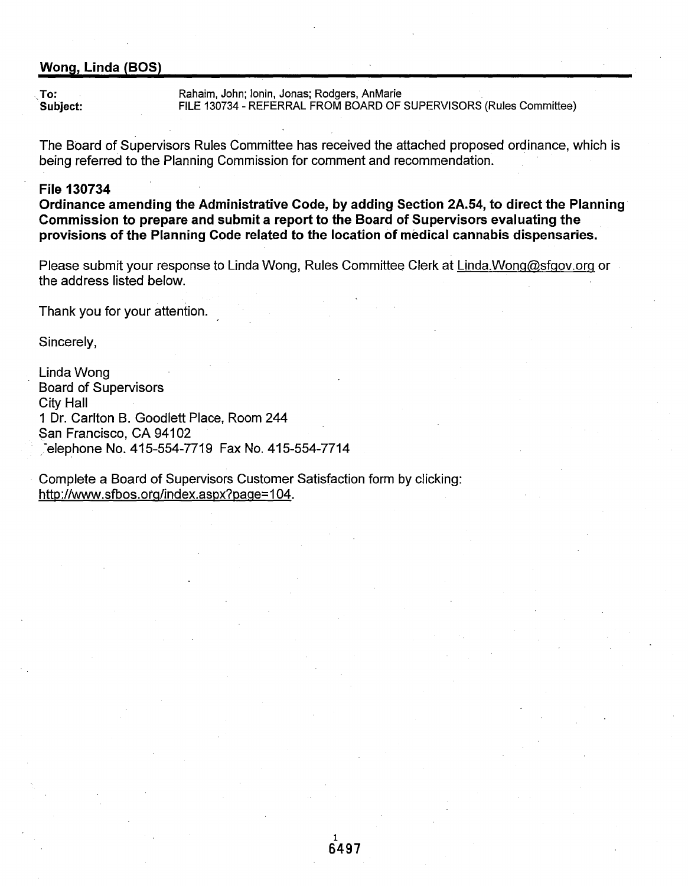**Wong, Linda (BOS)**

**To:** Rahaim, John; Ionin, Jonas; Rodgers, AnMarie
**Subject:** FILE 130734 - REFERRAL FROM BOARD OF SUPERVISORS (Rules Committee)

The Board of Supervisors Rules Committee has received the attached proposed ordinance, which is being referred to the Planning Commission for comment and recommendation.

**File 130734**

**Ordinance amending the Administrative Code, by adding Section 2A.54, to direct the Planning Commission to prepare and submit a report to the Board of Supervisors evaluating the provisions of the Planning Code related to the location of medical cannabis dispensaries.**

Please submit your response to Linda Wong, Rules Committee Clerk at Linda.Wong@sfgov.org or the address listed below.

Thank you for your attention.

Sincerely,

Linda Wong
Board of Supervisors
City Hall
1 Dr. Carlton B. Goodlett Place, Room 244
San Francisco, CA 94102
Telephone No. 415-554-7719 Fax No. 415-554-7714

Complete a Board of Supervisors Customer Satisfaction form by clicking:
http://www.sfbos.org/index.aspx?page=104.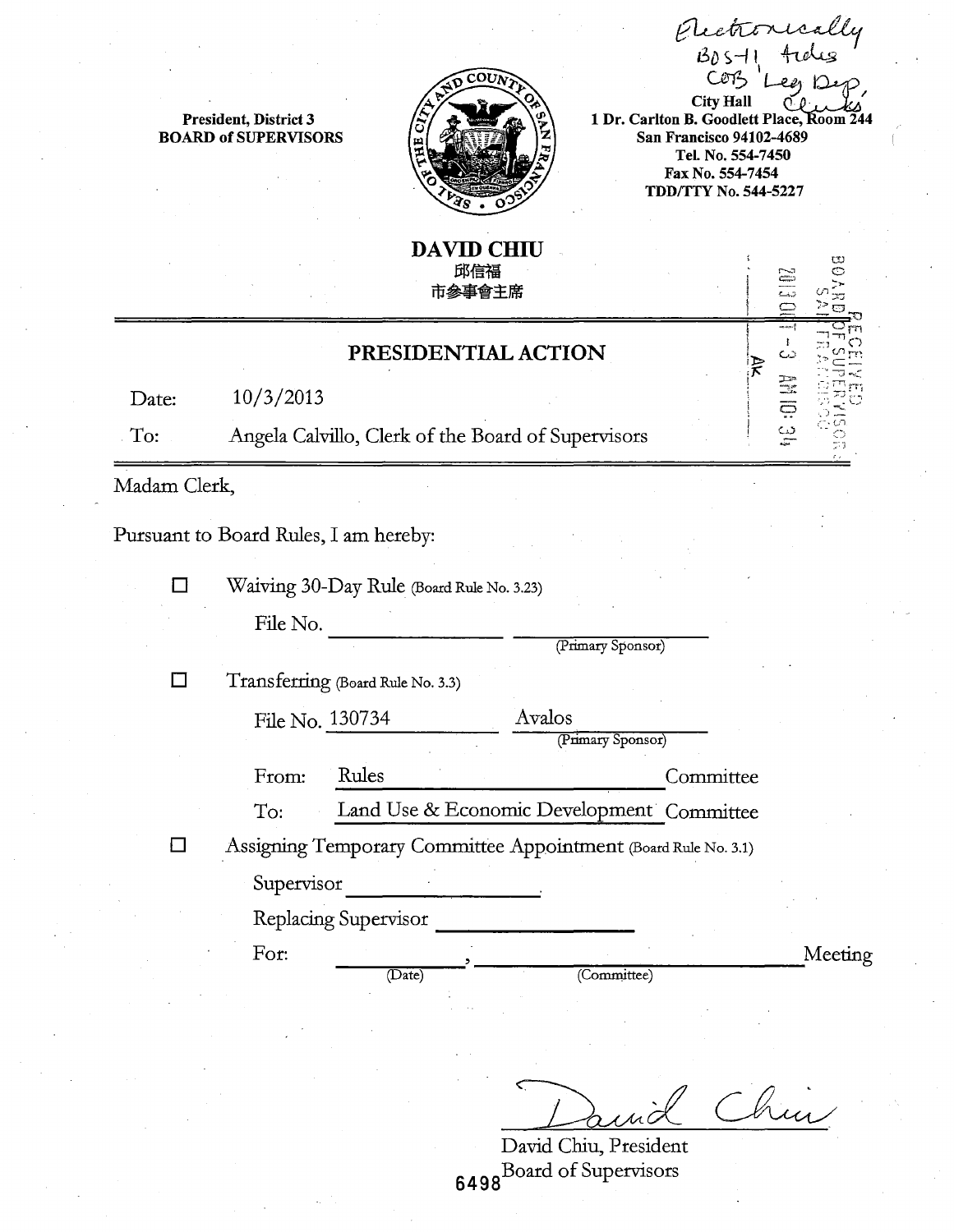Electronically BOS-11 Aides COB Leg Dep, Clerks

President, District 3
BOARD of SUPERVISORS

City Hall
1 Dr. Carlton B. Goodlett Place, Room 244
San Francisco 94102-4689
Tel. No. 554-7450
Fax No. 554-7454
TDD/TTY No. 544-5227

**DAVID CHIU**
邱信福
市參事會主席

RECEIVED BOARD OF SUPERVISORS SAN FRANCISCO 2013 OCT -3 AM 10:34 AK

## PRESIDENTIAL ACTION

Date: 10/3/2013

To: Angela Calvillo, Clerk of the Board of Supervisors

Madam Clerk,

Pursuant to Board Rules, I am hereby:

☐ Waiving 30-Day Rule (Board Rule No. 3.23)

File No. ______________ ______________ (Primary Sponsor)

☐ Transferring (Board Rule No. 3.3)

File No. 130734 Avalos (Primary Sponsor)

From: Rules Committee

To: Land Use & Economic Development Committee

☐ Assigning Temporary Committee Appointment (Board Rule No. 3.1)

Supervisor ______________

Replacing Supervisor ______________

For: ______________ (Date), ______________ (Committee) Meeting

David Chiu

David Chiu, President
Board of Supervisors

6498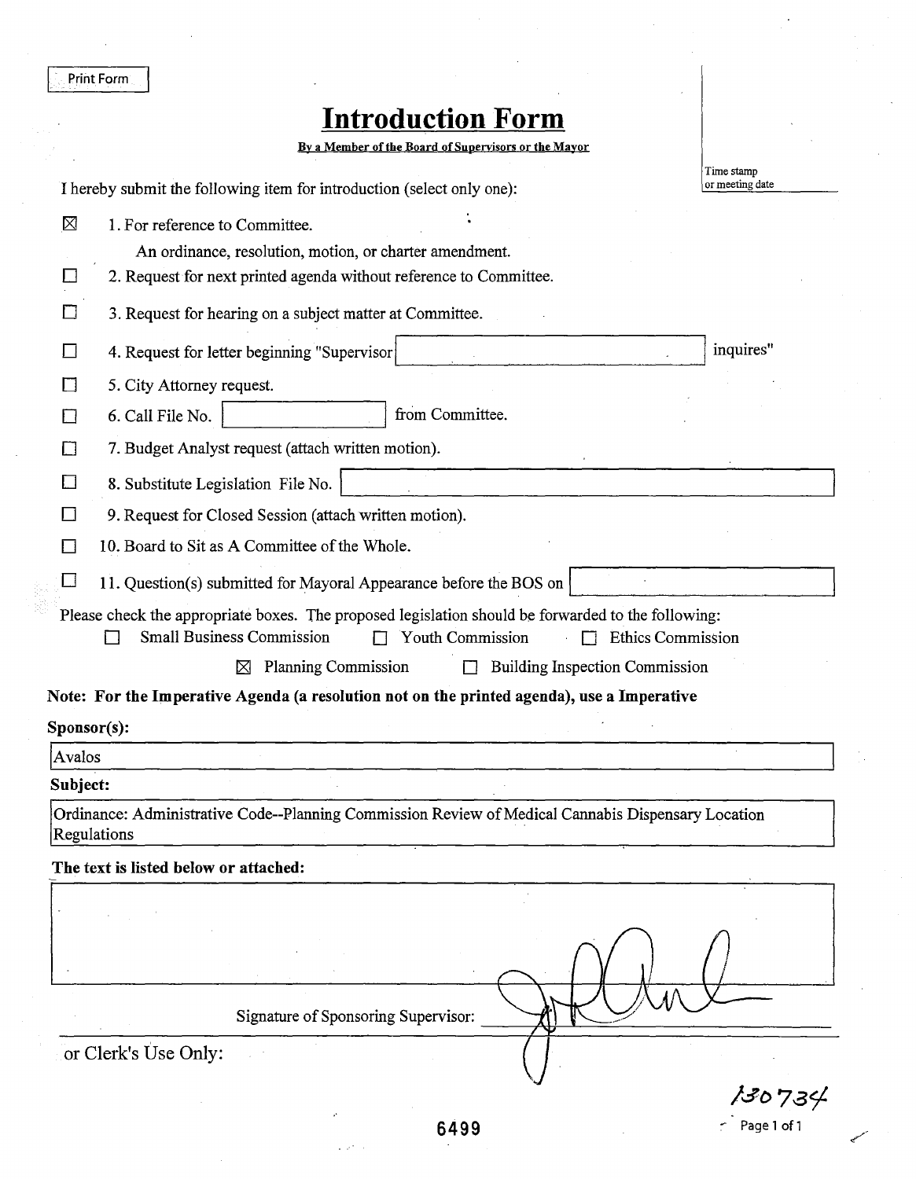Print Form

# Introduction Form

**By a Member of the Board of Supervisors or the Mayor**

Time stamp or meeting date

I hereby submit the following item for introduction (select only one):

- ☒ 1. For reference to Committee.
  An ordinance, resolution, motion, or charter amendment.
- ☐ 2. Request for next printed agenda without reference to Committee.
- ☐ 3. Request for hearing on a subject matter at Committee.
- ☐ 4. Request for letter beginning "Supervisor [ ] inquires"
- ☐ 5. City Attorney request.
- ☐ 6. Call File No. [ ] from Committee.
- ☐ 7. Budget Analyst request (attach written motion).
- ☐ 8. Substitute Legislation File No. [ ]
- ☐ 9. Request for Closed Session (attach written motion).
- ☐ 10. Board to Sit as A Committee of the Whole.
- ☐ 11. Question(s) submitted for Mayoral Appearance before the BOS on [ ]

Please check the appropriate boxes. The proposed legislation should be forwarded to the following:

- ☐ Small Business Commission
- ☐ Youth Commission
- ☐ Ethics Commission
- ☒ Planning Commission
- ☐ Building Inspection Commission

**Note: For the Imperative Agenda (a resolution not on the printed agenda), use a Imperative**

**Sponsor(s):**

Avalos

**Subject:**

Ordinance: Administrative Code--Planning Commission Review of Medical Cannabis Dispensary Location Regulations

**The text is listed below or attached:**

Signature of Sponsoring Supervisor: [signature]

For Clerk's Use Only:

130734

6499